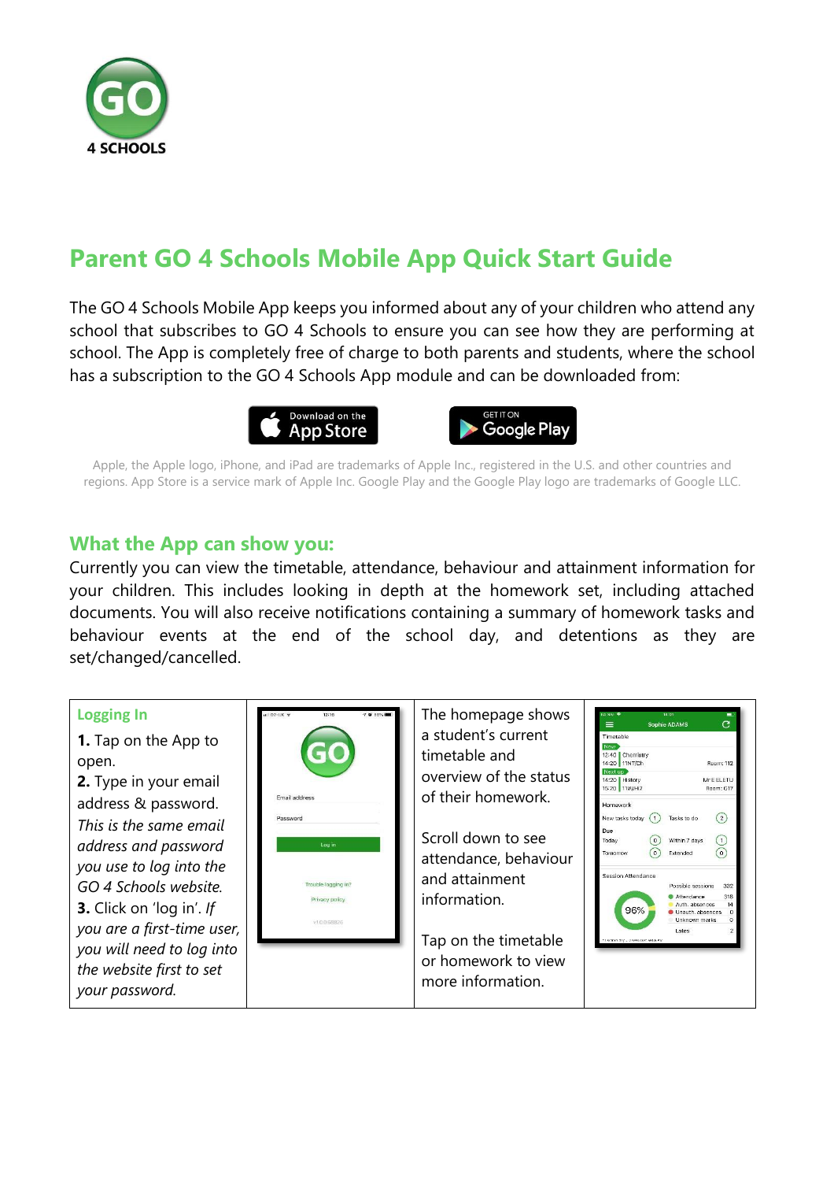# Parent GO 4 Schools Mobile App Quick Start Guide

The GO 4 Schools Mobile App keeps you informed about any of your children who attend any school that subscribes to GO 4 Schools to ensure you can see how they are performing at school. The App is completely free of charge to both parents and students, where the school has a subscription to the GO 4 Schools App module and can be downloaded from:

Apple, the Apple logo, iPhone, and iPad are trademarks of Apple Inc., registered in the U.S. and other countries and regions. App Store is a service mark of Apple Inc. Google Play and the Google Play logo are trademarks of Google LLC.

## What the App can show you:

Currently you can view the timetable, attendance, behaviour and attainment information for your children. This includes looking in depth at the homework set, including attached documents. You will also receive notifications containing a summary of homework tasks and behaviour events at the end of the school day, and detentions as they are set/changed/cancelled.

### Logging In

**1.** Tap on the App to open.

**2.** Type in your email address & password. *This is the same email address and password you use to log into the GO 4 Schools website.*

**3.** Click on 'log in'. *If you are a first-time user, you will need to log into the website first to set your password.*

The homepage shows a student's current timetable and overview of the status of their homework.

Scroll down to see attendance, behaviour and attainment information.

Tap on the timetable or homework to view more information.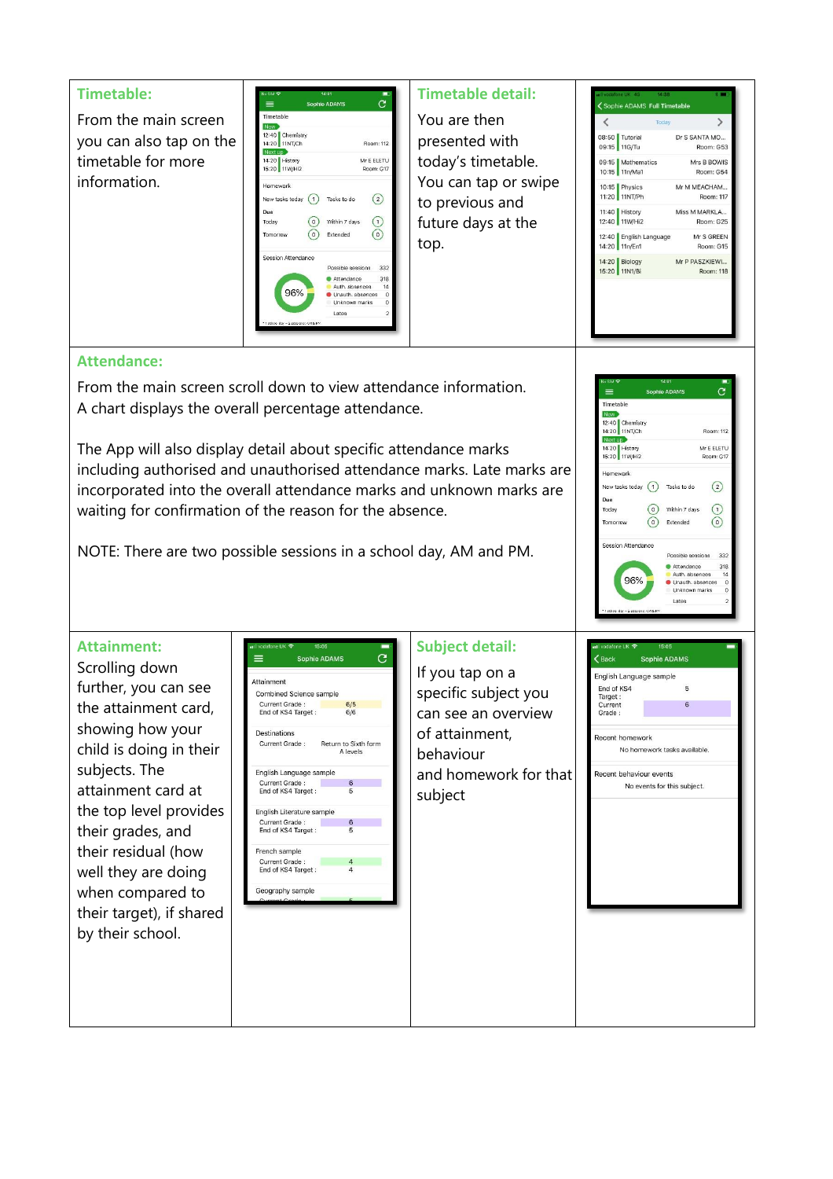## Timetable:

From the main screen you can also tap on the timetable for more information.

## Timetable detail:

You are then presented with today's timetable. You can tap or swipe to previous and future days at the top.

## Attendance:

From the main screen scroll down to view attendance information. A chart displays the overall percentage attendance.

The App will also display detail about specific attendance marks including authorised and unauthorised attendance marks. Late marks are incorporated into the overall attendance marks and unknown marks are waiting for confirmation of the reason for the absence.

NOTE: There are two possible sessions in a school day, AM and PM.

## Attainment:

Scrolling down further, you can see the attainment card, showing how your child is doing in their subjects. The attainment card at the top level provides their grades, and their residual (how well they are doing when compared to their target), if shared by their school.

## Subject detail:

If you tap on a specific subject you can see an overview of attainment, behaviour and homework for that subject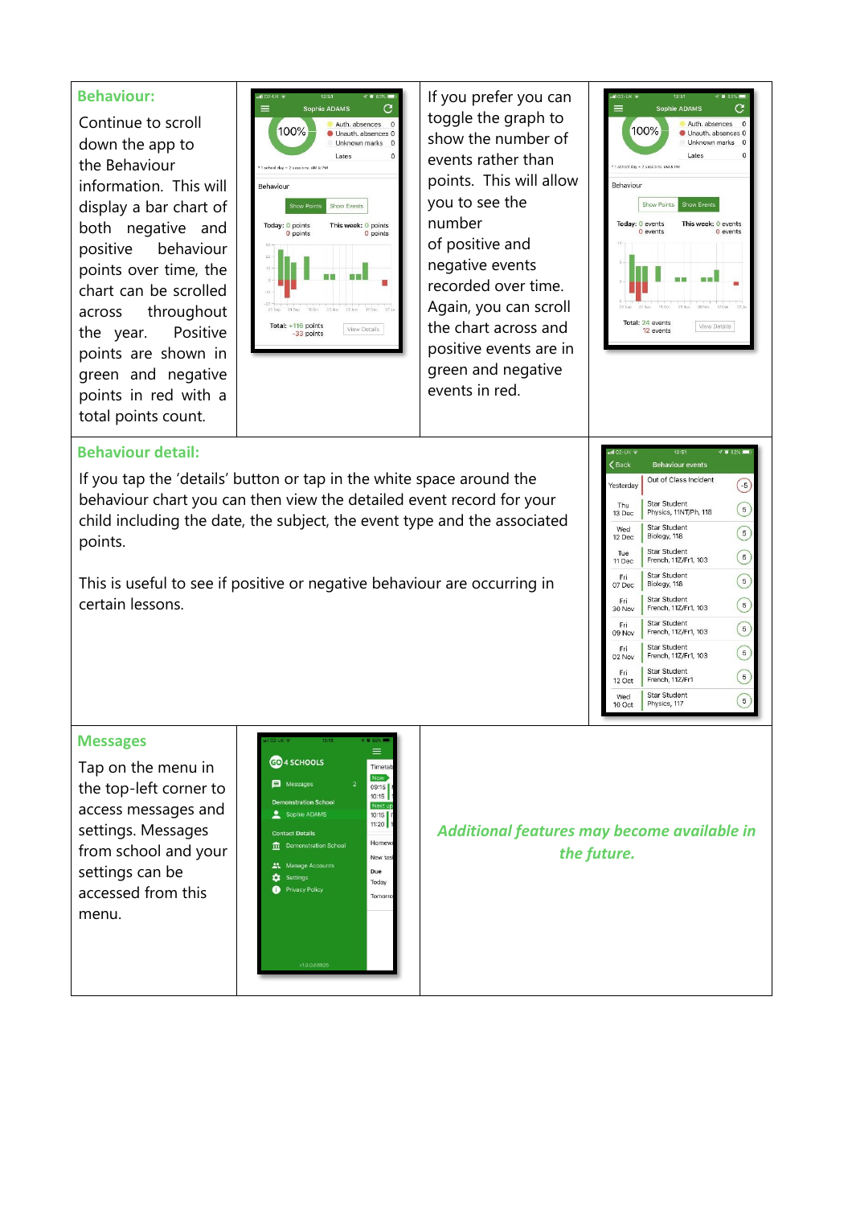## Behaviour:

Continue to scroll down the app to the Behaviour information. This will display a bar chart of both negative and positive behaviour points over time, the chart can be scrolled across throughout the year. Positive points are shown in green and negative points in red with a total points count.

If you prefer you can toggle the graph to show the number of events rather than points. This will allow you to see the number of positive and negative events recorded over time. Again, you can scroll the chart across and positive events are in green and negative events in red.

## Behaviour detail:

If you tap the 'details' button or tap in the white space around the behaviour chart you can then view the detailed event record for your child including the date, the subject, the event type and the associated points.

This is useful to see if positive or negative behaviour are occurring in certain lessons.

## Messages

Tap on the menu in the top-left corner to access messages and settings. Messages from school and your settings can be accessed from this menu.

***Additional features may become available in the future.***